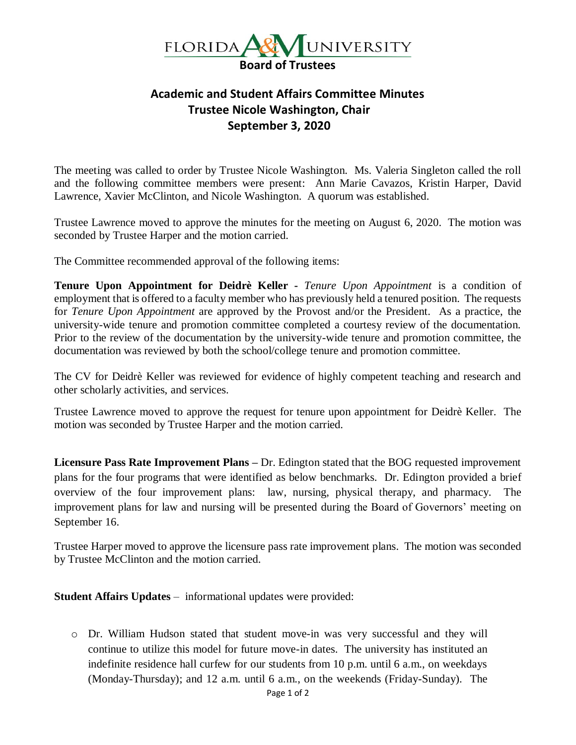# FLORIDA A&M UNIVERSITY

**Board of Trustees**

## Academic and Student Affairs Committee Minutes
## Trustee Nicole Washington, Chair
## September 3, 2020

The meeting was called to order by Trustee Nicole Washington. Ms. Valeria Singleton called the roll and the following committee members were present: Ann Marie Cavazos, Kristin Harper, David Lawrence, Xavier McClinton, and Nicole Washington. A quorum was established.

Trustee Lawrence moved to approve the minutes for the meeting on August 6, 2020. The motion was seconded by Trustee Harper and the motion carried.

The Committee recommended approval of the following items:

**Tenure Upon Appointment for Deidrè Keller -** *Tenure Upon Appointment* is a condition of employment that is offered to a faculty member who has previously held a tenured position. The requests for *Tenure Upon Appointment* are approved by the Provost and/or the President. As a practice, the university-wide tenure and promotion committee completed a courtesy review of the documentation. Prior to the review of the documentation by the university-wide tenure and promotion committee, the documentation was reviewed by both the school/college tenure and promotion committee.

The CV for Deidrè Keller was reviewed for evidence of highly competent teaching and research and other scholarly activities, and services.

Trustee Lawrence moved to approve the request for tenure upon appointment for Deidrè Keller. The motion was seconded by Trustee Harper and the motion carried.

**Licensure Pass Rate Improvement Plans –** Dr. Edington stated that the BOG requested improvement plans for the four programs that were identified as below benchmarks. Dr. Edington provided a brief overview of the four improvement plans: law, nursing, physical therapy, and pharmacy. The improvement plans for law and nursing will be presented during the Board of Governors' meeting on September 16.

Trustee Harper moved to approve the licensure pass rate improvement plans. The motion was seconded by Trustee McClinton and the motion carried.

**Student Affairs Updates** – informational updates were provided:

- Dr. William Hudson stated that student move-in was very successful and they will continue to utilize this model for future move-in dates. The university has instituted an indefinite residence hall curfew for our students from 10 p.m. until 6 a.m., on weekdays (Monday-Thursday); and 12 a.m. until 6 a.m., on the weekends (Friday-Sunday). The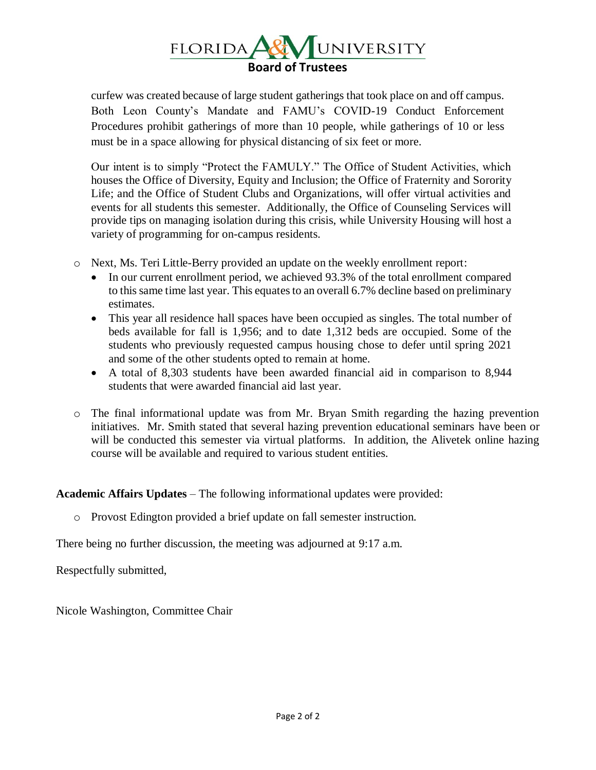curfew was created because of large student gatherings that took place on and off campus. Both Leon County's Mandate and FAMU's COVID-19 Conduct Enforcement Procedures prohibit gatherings of more than 10 people, while gatherings of 10 or less must be in a space allowing for physical distancing of six feet or more.

Our intent is to simply "Protect the FAMULY." The Office of Student Activities, which houses the Office of Diversity, Equity and Inclusion; the Office of Fraternity and Sorority Life; and the Office of Student Clubs and Organizations, will offer virtual activities and events for all students this semester. Additionally, the Office of Counseling Services will provide tips on managing isolation during this crisis, while University Housing will host a variety of programming for on-campus residents.

- Next, Ms. Teri Little-Berry provided an update on the weekly enrollment report:
  - In our current enrollment period, we achieved 93.3% of the total enrollment compared to this same time last year. This equates to an overall 6.7% decline based on preliminary estimates.
  - This year all residence hall spaces have been occupied as singles. The total number of beds available for fall is 1,956; and to date 1,312 beds are occupied. Some of the students who previously requested campus housing chose to defer until spring 2021 and some of the other students opted to remain at home.
  - A total of 8,303 students have been awarded financial aid in comparison to 8,944 students that were awarded financial aid last year.

- The final informational update was from Mr. Bryan Smith regarding the hazing prevention initiatives. Mr. Smith stated that several hazing prevention educational seminars have been or will be conducted this semester via virtual platforms. In addition, the Alivetek online hazing course will be available and required to various student entities.

**Academic Affairs Updates** – The following informational updates were provided:

- Provost Edington provided a brief update on fall semester instruction.

There being no further discussion, the meeting was adjourned at 9:17 a.m.

Respectfully submitted,

Nicole Washington, Committee Chair